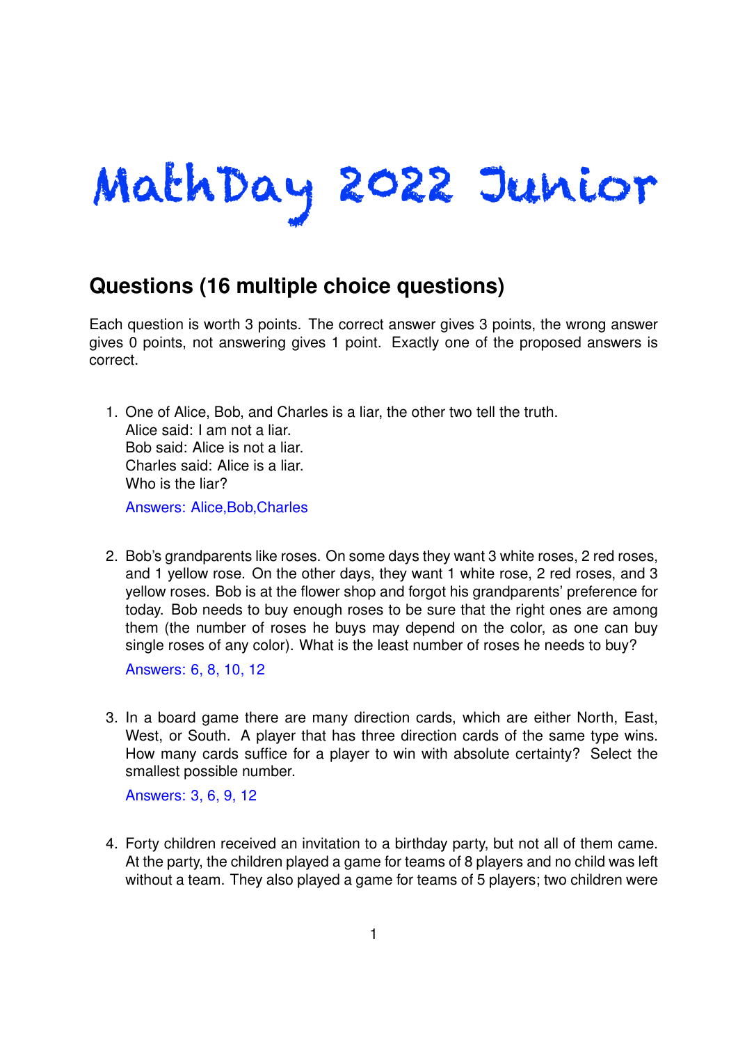# MathDay 2022 Junior

## Questions (16 multiple choice questions)

Each question is worth 3 points. The correct answer gives 3 points, the wrong answer gives 0 points, not answering gives 1 point. Exactly one of the proposed answers is correct.

1. One of Alice, Bob, and Charles is a liar, the other two tell the truth.
   Alice said: I am not a liar.
   Bob said: Alice is not a liar.
   Charles said: Alice is a liar.
   Who is the liar?

   Answers: Alice,Bob,Charles

2. Bob's grandparents like roses. On some days they want 3 white roses, 2 red roses, and 1 yellow rose. On the other days, they want 1 white rose, 2 red roses, and 3 yellow roses. Bob is at the flower shop and forgot his grandparents' preference for today. Bob needs to buy enough roses to be sure that the right ones are among them (the number of roses he buys may depend on the color, as one can buy single roses of any color). What is the least number of roses he needs to buy?

   Answers: 6, 8, 10, 12

3. In a board game there are many direction cards, which are either North, East, West, or South. A player that has three direction cards of the same type wins. How many cards suffice for a player to win with absolute certainty? Select the smallest possible number.

   Answers: 3, 6, 9, 12

4. Forty children received an invitation to a birthday party, but not all of them came. At the party, the children played a game for teams of 8 players and no child was left without a team. They also played a game for teams of 5 players; two children were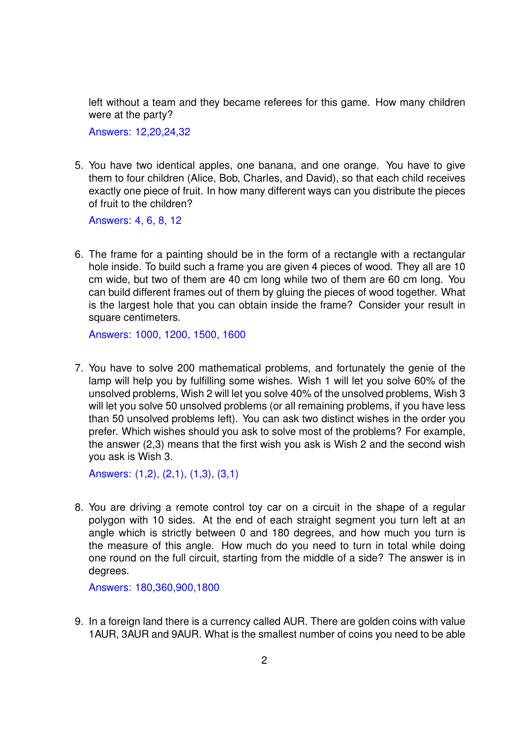left without a team and they became referees for this game. How many children were at the party?

Answers: 12,20,24,32

5. You have two identical apples, one banana, and one orange. You have to give them to four children (Alice, Bob, Charles, and David), so that each child receives exactly one piece of fruit. In how many different ways can you distribute the pieces of fruit to the children?

   Answers: 4, 6, 8, 12

6. The frame for a painting should be in the form of a rectangle with a rectangular hole inside. To build such a frame you are given 4 pieces of wood. They all are 10 cm wide, but two of them are 40 cm long while two of them are 60 cm long. You can build different frames out of them by gluing the pieces of wood together. What is the largest hole that you can obtain inside the frame? Consider your result in square centimeters.

   Answers: 1000, 1200, 1500, 1600

7. You have to solve 200 mathematical problems, and fortunately the genie of the lamp will help you by fulfilling some wishes. Wish 1 will let you solve 60% of the unsolved problems, Wish 2 will let you solve 40% of the unsolved problems, Wish 3 will let you solve 50 unsolved problems (or all remaining problems, if you have less than 50 unsolved problems left). You can ask two distinct wishes in the order you prefer. Which wishes should you ask to solve most of the problems? For example, the answer (2,3) means that the first wish you ask is Wish 2 and the second wish you ask is Wish 3.

   Answers: (1,2), (2,1), (1,3), (3,1)

8. You are driving a remote control toy car on a circuit in the shape of a regular polygon with 10 sides. At the end of each straight segment you turn left at an angle which is strictly between 0 and 180 degrees, and how much you turn is the measure of this angle. How much do you need to turn in total while doing one round on the full circuit, starting from the middle of a side? The answer is in degrees.

   Answers: 180,360,900,1800

9. In a foreign land there is a currency called AUR. There are golden coins with value 1AUR, 3AUR and 9AUR. What is the smallest number of coins you need to be able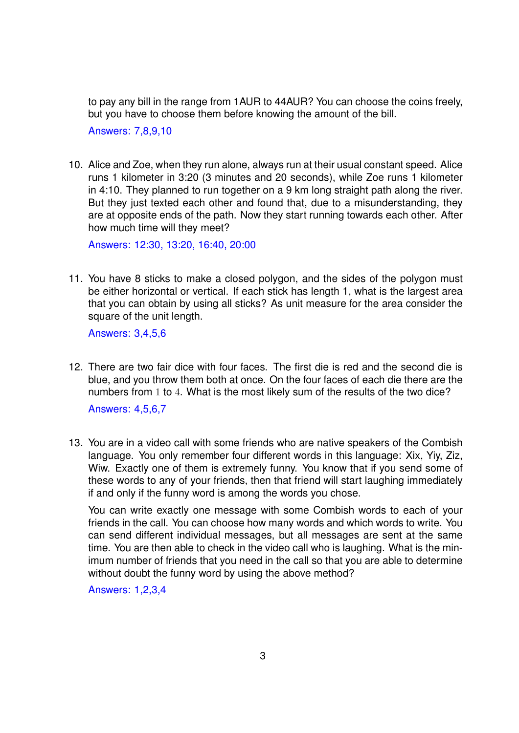to pay any bill in the range from 1AUR to 44AUR? You can choose the coins freely, but you have to choose them before knowing the amount of the bill.

Answers: 7,8,9,10

10. Alice and Zoe, when they run alone, always run at their usual constant speed. Alice runs 1 kilometer in 3:20 (3 minutes and 20 seconds), while Zoe runs 1 kilometer in 4:10. They planned to run together on a 9 km long straight path along the river. But they just texted each other and found that, due to a misunderstanding, they are at opposite ends of the path. Now they start running towards each other. After how much time will they meet?

    Answers: 12:30, 13:20, 16:40, 20:00

11. You have 8 sticks to make a closed polygon, and the sides of the polygon must be either horizontal or vertical. If each stick has length 1, what is the largest area that you can obtain by using all sticks? As unit measure for the area consider the square of the unit length.

    Answers: 3,4,5,6

12. There are two fair dice with four faces. The first die is red and the second die is blue, and you throw them both at once. On the four faces of each die there are the numbers from $1$ to $4$. What is the most likely sum of the results of the two dice?

    Answers: 4,5,6,7

13. You are in a video call with some friends who are native speakers of the Combish language. You only remember four different words in this language: Xix, Yiy, Ziz, Wiw. Exactly one of them is extremely funny. You know that if you send some of these words to any of your friends, then that friend will start laughing immediately if and only if the funny word is among the words you chose.

    You can write exactly one message with some Combish words to each of your friends in the call. You can choose how many words and which words to write. You can send different individual messages, but all messages are sent at the same time. You are then able to check in the video call who is laughing. What is the minimum number of friends that you need in the call so that you are able to determine without doubt the funny word by using the above method?

    Answers: 1,2,3,4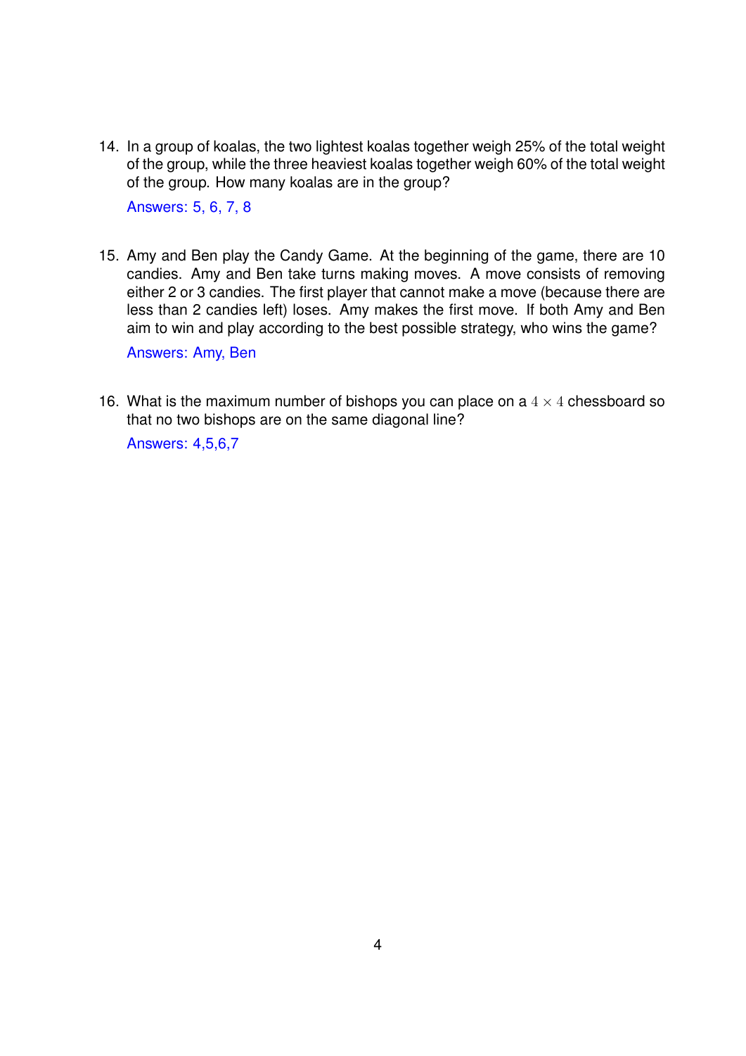14. In a group of koalas, the two lightest koalas together weigh 25% of the total weight of the group, while the three heaviest koalas together weigh 60% of the total weight of the group. How many koalas are in the group?

    Answers: 5, 6, 7, 8

15. Amy and Ben play the Candy Game. At the beginning of the game, there are 10 candies. Amy and Ben take turns making moves. A move consists of removing either 2 or 3 candies. The first player that cannot make a move (because there are less than 2 candies left) loses. Amy makes the first move. If both Amy and Ben aim to win and play according to the best possible strategy, who wins the game?

    Answers: Amy, Ben

16. What is the maximum number of bishops you can place on a $4 \times 4$ chessboard so that no two bishops are on the same diagonal line?

    Answers: 4,5,6,7